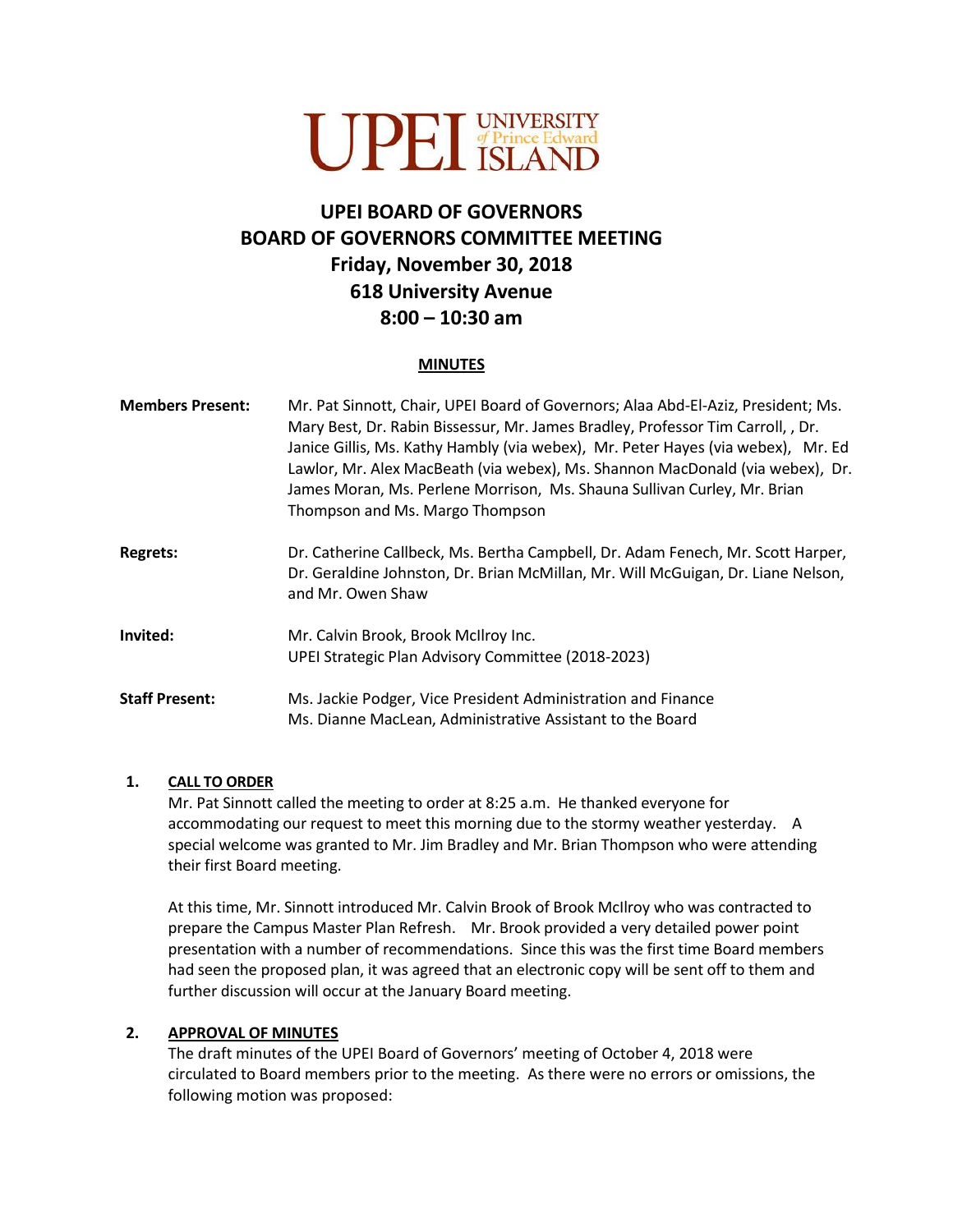UPEI UNIVERSITY of Prince Edward ISLAND

# UPEI BOARD OF GOVERNORS
# BOARD OF GOVERNORS COMMITTEE MEETING
## Friday, November 30, 2018
## 618 University Avenue
## 8:00 – 10:30 am

**MINUTES**

**Members Present:** Mr. Pat Sinnott, Chair, UPEI Board of Governors; Alaa Abd-El-Aziz, President; Ms. Mary Best, Dr. Rabin Bissessur, Mr. James Bradley, Professor Tim Carroll, , Dr. Janice Gillis, Ms. Kathy Hambly (via webex), Mr. Peter Hayes (via webex), Mr. Ed Lawlor, Mr. Alex MacBeath (via webex), Ms. Shannon MacDonald (via webex), Dr. James Moran, Ms. Perlene Morrison, Ms. Shauna Sullivan Curley, Mr. Brian Thompson and Ms. Margo Thompson

**Regrets:** Dr. Catherine Callbeck, Ms. Bertha Campbell, Dr. Adam Fenech, Mr. Scott Harper, Dr. Geraldine Johnston, Dr. Brian McMillan, Mr. Will McGuigan, Dr. Liane Nelson, and Mr. Owen Shaw

**Invited:** Mr. Calvin Brook, Brook McIlroy Inc.
UPEI Strategic Plan Advisory Committee (2018-2023)

**Staff Present:** Ms. Jackie Podger, Vice President Administration and Finance
Ms. Dianne MacLean, Administrative Assistant to the Board

**1. CALL TO ORDER**

Mr. Pat Sinnott called the meeting to order at 8:25 a.m. He thanked everyone for accommodating our request to meet this morning due to the stormy weather yesterday. A special welcome was granted to Mr. Jim Bradley and Mr. Brian Thompson who were attending their first Board meeting.

At this time, Mr. Sinnott introduced Mr. Calvin Brook of Brook McIlroy who was contracted to prepare the Campus Master Plan Refresh. Mr. Brook provided a very detailed power point presentation with a number of recommendations. Since this was the first time Board members had seen the proposed plan, it was agreed that an electronic copy will be sent off to them and further discussion will occur at the January Board meeting.

**2. APPROVAL OF MINUTES**

The draft minutes of the UPEI Board of Governors' meeting of October 4, 2018 were circulated to Board members prior to the meeting. As there were no errors or omissions, the following motion was proposed: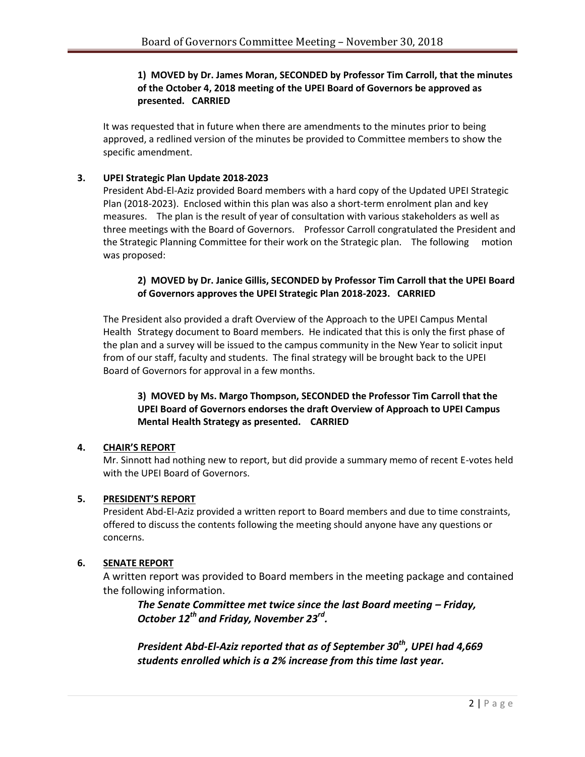**1) MOVED by Dr. James Moran, SECONDED by Professor Tim Carroll, that the minutes of the October 4, 2018 meeting of the UPEI Board of Governors be approved as presented. CARRIED**

It was requested that in future when there are amendments to the minutes prior to being approved, a redlined version of the minutes be provided to Committee members to show the specific amendment.

**3. UPEI Strategic Plan Update 2018-2023**

President Abd-El-Aziz provided Board members with a hard copy of the Updated UPEI Strategic Plan (2018-2023). Enclosed within this plan was also a short-term enrolment plan and key measures. The plan is the result of year of consultation with various stakeholders as well as three meetings with the Board of Governors. Professor Carroll congratulated the President and the Strategic Planning Committee for their work on the Strategic plan. The following motion was proposed:

**2) MOVED by Dr. Janice Gillis, SECONDED by Professor Tim Carroll that the UPEI Board of Governors approves the UPEI Strategic Plan 2018-2023. CARRIED**

The President also provided a draft Overview of the Approach to the UPEI Campus Mental Health Strategy document to Board members. He indicated that this is only the first phase of the plan and a survey will be issued to the campus community in the New Year to solicit input from of our staff, faculty and students. The final strategy will be brought back to the UPEI Board of Governors for approval in a few months.

**3) MOVED by Ms. Margo Thompson, SECONDED the Professor Tim Carroll that the UPEI Board of Governors endorses the draft Overview of Approach to UPEI Campus Mental Health Strategy as presented. CARRIED**

**4. CHAIR'S REPORT**

Mr. Sinnott had nothing new to report, but did provide a summary memo of recent E-votes held with the UPEI Board of Governors.

**5. PRESIDENT'S REPORT**

President Abd-El-Aziz provided a written report to Board members and due to time constraints, offered to discuss the contents following the meeting should anyone have any questions or concerns.

**6. SENATE REPORT**

A written report was provided to Board members in the meeting package and contained the following information.

***The Senate Committee met twice since the last Board meeting – Friday, October 12th and Friday, November 23rd.***

***President Abd-El-Aziz reported that as of September 30th, UPEI had 4,669 students enrolled which is a 2% increase from this time last year.***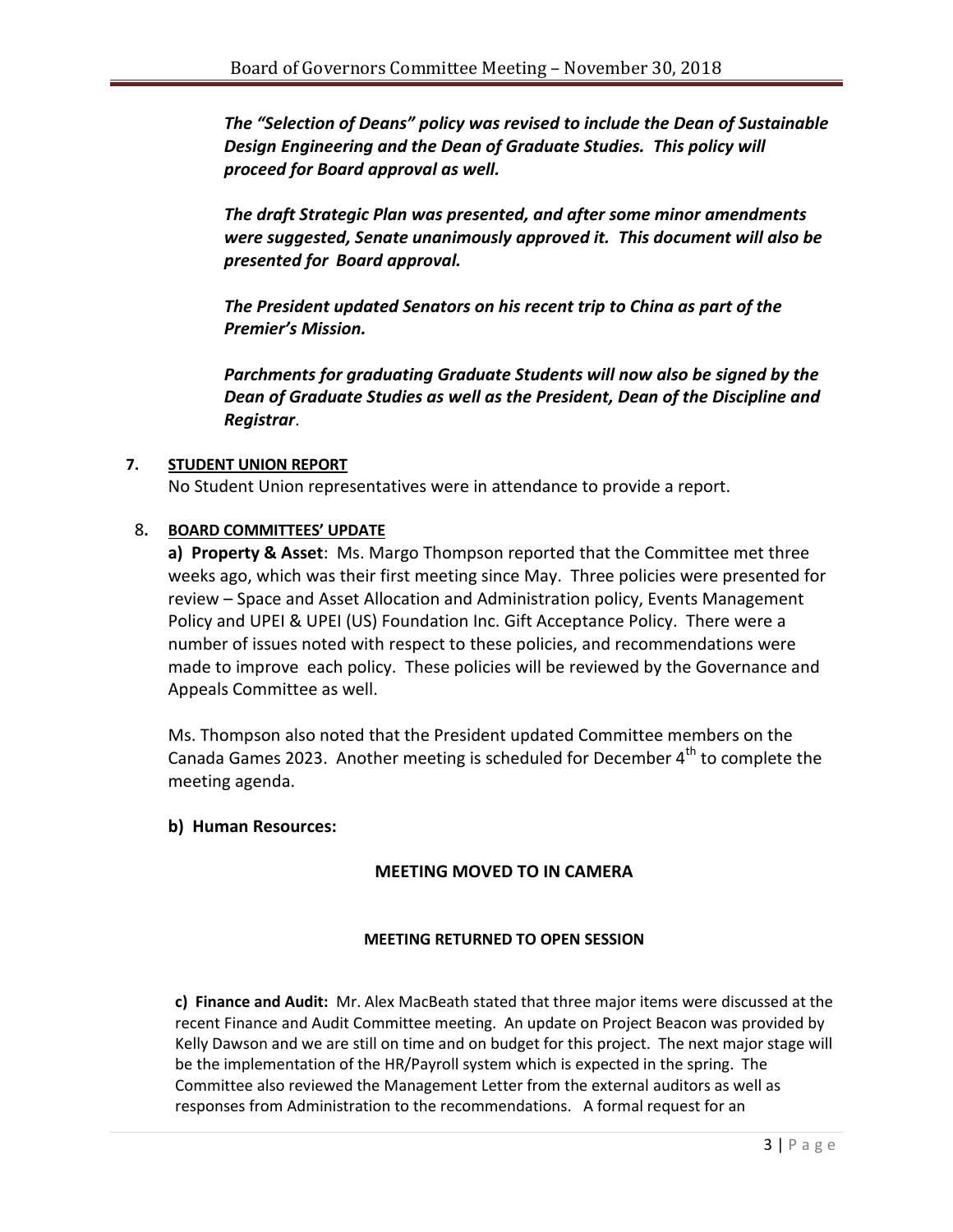*The "Selection of Deans" policy was revised to include the Dean of Sustainable Design Engineering and the Dean of Graduate Studies. This policy will proceed for Board approval as well.*

*The draft Strategic Plan was presented, and after some minor amendments were suggested, Senate unanimously approved it. This document will also be presented for Board approval.*

*The President updated Senators on his recent trip to China as part of the Premier's Mission.*

*Parchments for graduating Graduate Students will now also be signed by the Dean of Graduate Studies as well as the President, Dean of the Discipline and Registrar*.

**7. STUDENT UNION REPORT**

No Student Union representatives were in attendance to provide a report.

**8. BOARD COMMITTEES' UPDATE**

**a) Property & Asset**: Ms. Margo Thompson reported that the Committee met three weeks ago, which was their first meeting since May. Three policies were presented for review – Space and Asset Allocation and Administration policy, Events Management Policy and UPEI & UPEI (US) Foundation Inc. Gift Acceptance Policy. There were a number of issues noted with respect to these policies, and recommendations were made to improve each policy. These policies will be reviewed by the Governance and Appeals Committee as well.

Ms. Thompson also noted that the President updated Committee members on the Canada Games 2023. Another meeting is scheduled for December 4th to complete the meeting agenda.

**b) Human Resources:**

**MEETING MOVED TO IN CAMERA**

**MEETING RETURNED TO OPEN SESSION**

**c) Finance and Audit:** Mr. Alex MacBeath stated that three major items were discussed at the recent Finance and Audit Committee meeting. An update on Project Beacon was provided by Kelly Dawson and we are still on time and on budget for this project. The next major stage will be the implementation of the HR/Payroll system which is expected in the spring. The Committee also reviewed the Management Letter from the external auditors as well as responses from Administration to the recommendations. A formal request for an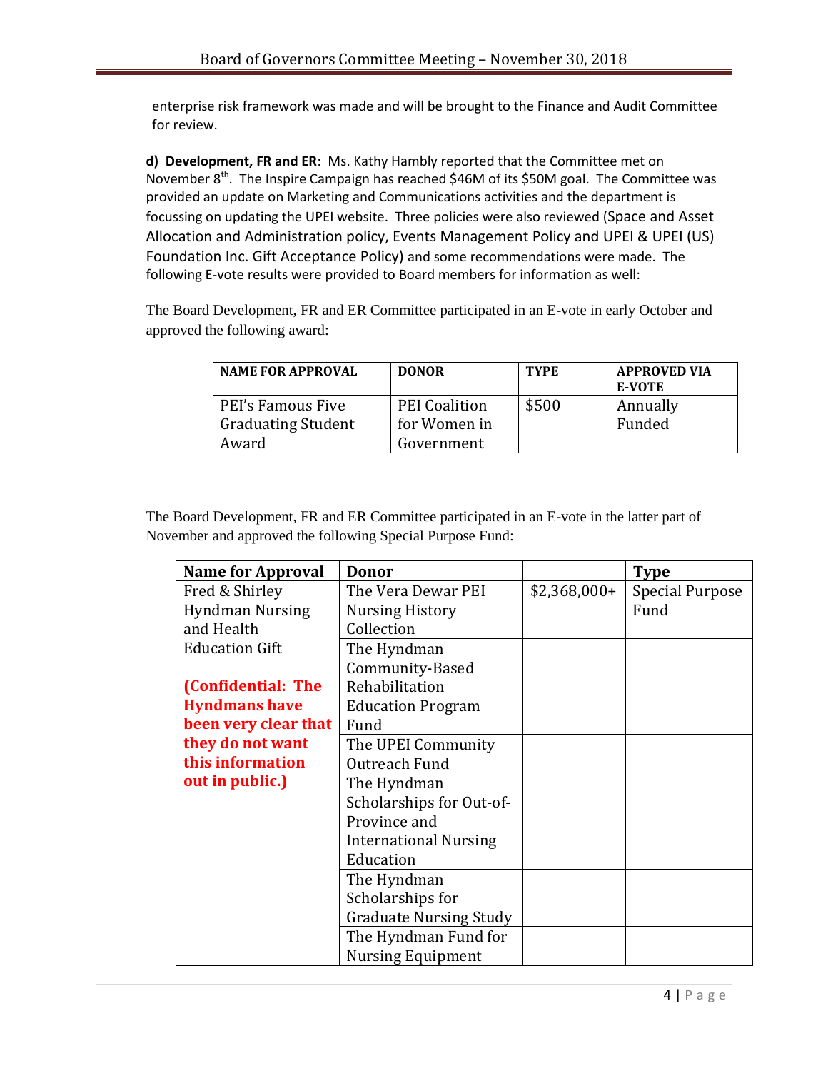enterprise risk framework was made and will be brought to the Finance and Audit Committee for review.

**d) Development, FR and ER**: Ms. Kathy Hambly reported that the Committee met on November 8th. The Inspire Campaign has reached $46M of its $50M goal. The Committee was provided an update on Marketing and Communications activities and the department is focussing on updating the UPEI website. Three policies were also reviewed (Space and Asset Allocation and Administration policy, Events Management Policy and UPEI & UPEI (US) Foundation Inc. Gift Acceptance Policy) and some recommendations were made. The following E-vote results were provided to Board members for information as well:

The Board Development, FR and ER Committee participated in an E-vote in early October and approved the following award:

| NAME FOR APPROVAL | DONOR | TYPE | APPROVED VIA E-VOTE |
|---|---|---|---|
| PEI's Famous Five Graduating Student Award | PEI Coalition for Women in Government | $500 | Annually Funded |

The Board Development, FR and ER Committee participated in an E-vote in the latter part of November and approved the following Special Purpose Fund:

| Name for Approval | Donor | | Type |
|---|---|---|---|
| Fred & Shirley Hyndman Nursing and Health Education Gift<br><br>**(Confidential: The Hyndmans have been very clear that they do not want this information out in public.)** | The Vera Dewar PEI Nursing History Collection | $2,368,000+ | Special Purpose Fund |
| | The Hyndman Community-Based Rehabilitation Education Program Fund | | |
| | The UPEI Community Outreach Fund | | |
| | The Hyndman Scholarships for Out-of-Province and International Nursing Education | | |
| | The Hyndman Scholarships for Graduate Nursing Study | | |
| | The Hyndman Fund for Nursing Equipment | | |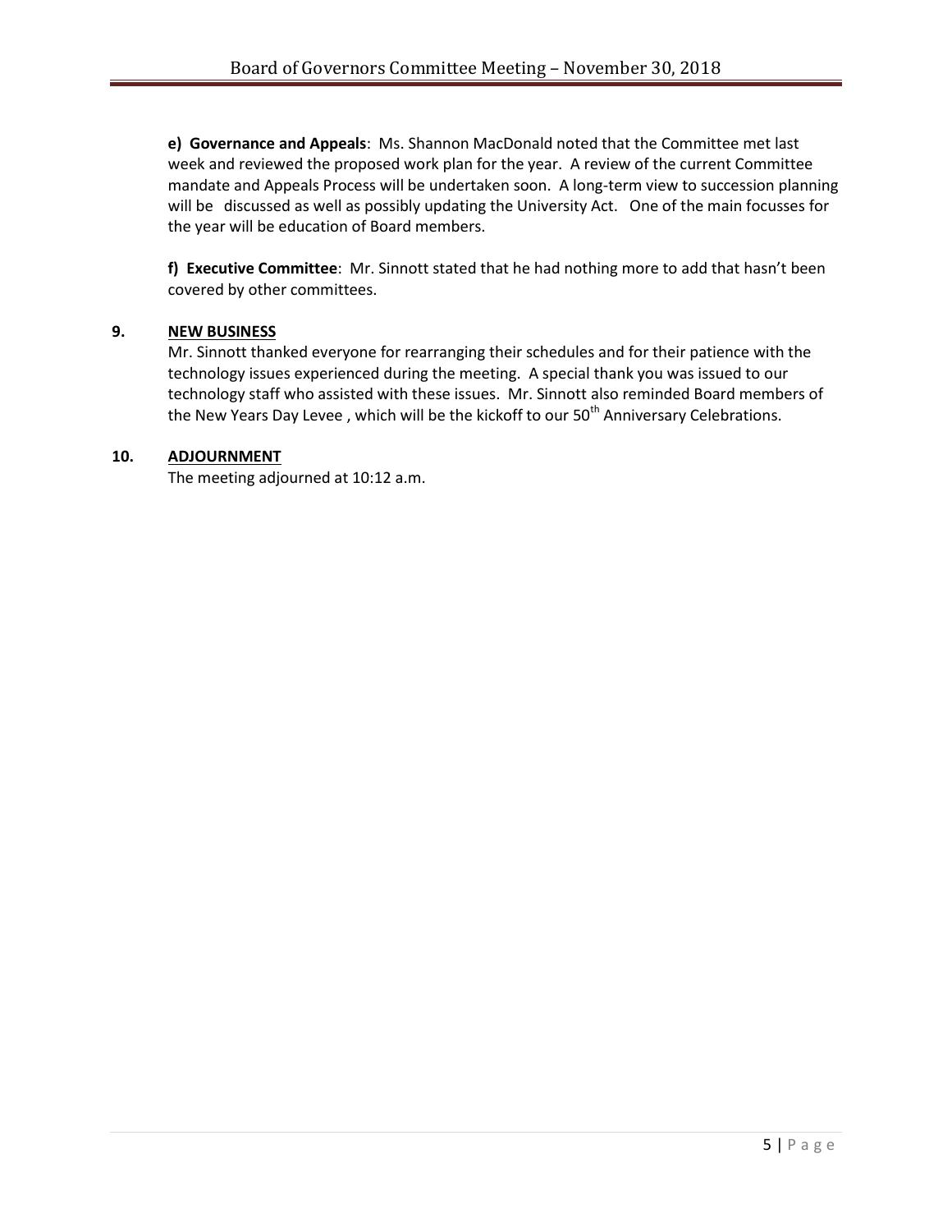**e) Governance and Appeals**: Ms. Shannon MacDonald noted that the Committee met last week and reviewed the proposed work plan for the year. A review of the current Committee mandate and Appeals Process will be undertaken soon. A long-term view to succession planning will be discussed as well as possibly updating the University Act. One of the main focusses for the year will be education of Board members.

**f) Executive Committee**: Mr. Sinnott stated that he had nothing more to add that hasn't been covered by other committees.

## 9. NEW BUSINESS

Mr. Sinnott thanked everyone for rearranging their schedules and for their patience with the technology issues experienced during the meeting. A special thank you was issued to our technology staff who assisted with these issues. Mr. Sinnott also reminded Board members of the New Years Day Levee , which will be the kickoff to our 50th Anniversary Celebrations.

## 10. ADJOURNMENT

The meeting adjourned at 10:12 a.m.